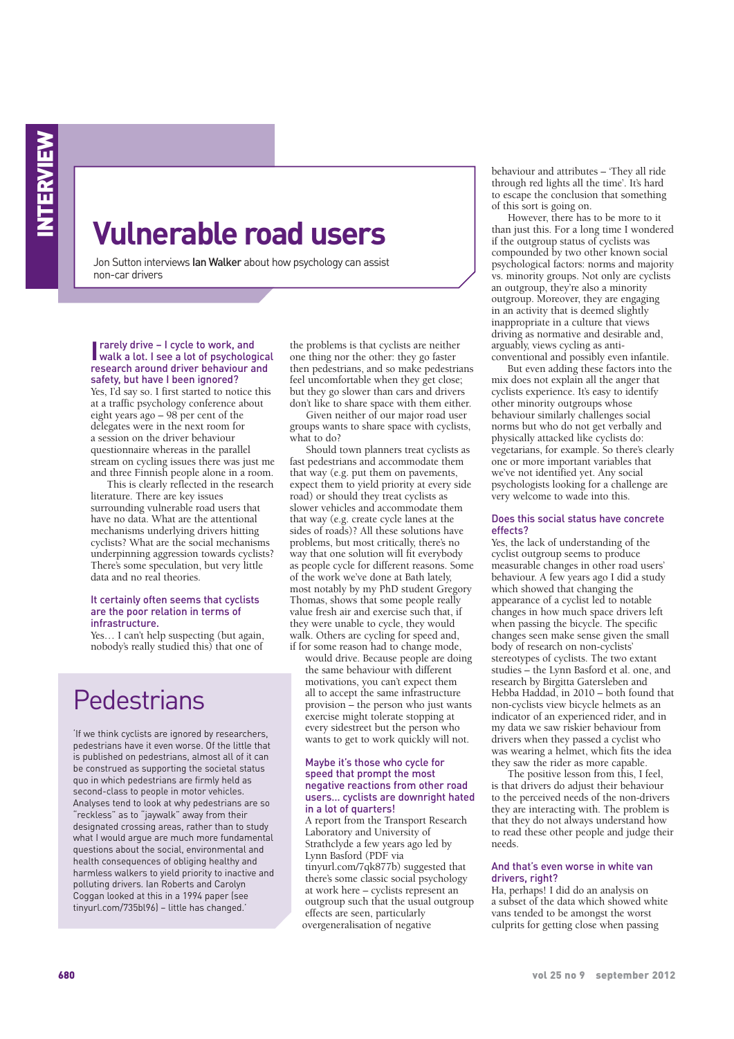# Vulnerable road users

Jon Sutton interviews **Ian Walker** about how psychology can assist non-car drivers

**I rarely drive – I cycle to work, and walk a lot. I see a lot of psychological research around driver behaviour and safety, but have I been ignored?**

Yes, I'd say so. I first started to notice this at a traffic psychology conference about eight years ago – 98 per cent of the delegates were in the next room for a session on the driver behaviour questionnaire whereas in the parallel stream on cycling issues there was just me and three Finnish people alone in a room.

This is clearly reflected in the research literature. There are key issues surrounding vulnerable road users that have no data. What are the attentional mechanisms underlying drivers hitting cyclists? What are the social mechanisms underpinning aggression towards cyclists? There's some speculation, but very little data and no real theories.

**It certainly often seems that cyclists are the poor relation in terms of infrastructure.**

Yes… I can't help suspecting (but again, nobody's really studied this) that one of the problems is that cyclists are neither one thing nor the other: they go faster then pedestrians, and so make pedestrians feel uncomfortable when they get close; but they go slower than cars and drivers don't like to share space with them either.

Given neither of our major road user groups wants to share space with cyclists, what to do?

Should town planners treat cyclists as fast pedestrians and accommodate them that way (e.g. put them on pavements, expect them to yield priority at every side road) or should they treat cyclists as slower vehicles and accommodate them that way (e.g. create cycle lanes at the sides of roads)? All these solutions have problems, but most critically, there's no way that one solution will fit everybody as people cycle for different reasons. Some of the work we've done at Bath lately, most notably by my PhD student Gregory Thomas, shows that some people really value fresh air and exercise such that, if they were unable to cycle, they would walk. Others are cycling for speed and, if for some reason had to change mode, would drive. Because people are doing the same behaviour with different motivations, you can't expect them all to accept the same infrastructure provision – the person who just wants exercise might tolerate stopping at every sidestreet but the person who wants to get to work quickly will not.

**Maybe it's those who cycle for speed that prompt the most negative reactions from other road users… cyclists are downright hated in a lot of quarters!**

A report from the Transport Research Laboratory and University of Strathclyde a few years ago led by Lynn Basford (PDF via tinyurl.com/7qk877b) suggested that there's some classic social psychology at work here – cyclists represent an outgroup such that the usual outgroup effects are seen, particularly overgeneralisation of negative behaviour and attributes – 'They all ride through red lights all the time'. It's hard to escape the conclusion that something of this sort is going on.

However, there has to be more to it than just this. For a long time I wondered if the outgroup status of cyclists was compounded by two other known social psychological factors: norms and majority vs. minority groups. Not only are cyclists an outgroup, they're also a minority outgroup. Moreover, they are engaging in an activity that is deemed slightly inappropriate in a culture that views driving as normative and desirable and, arguably, views cycling as anti-conventional and possibly even infantile.

But even adding these factors into the mix does not explain all the anger that cyclists experience. It's easy to identify other minority outgroups whose behaviour similarly challenges social norms but who do not get verbally and physically attacked like cyclists do: vegetarians, for example. So there's clearly one or more important variables that we've not identified yet. Any social psychologists looking for a challenge are very welcome to wade into this.

**Does this social status have concrete effects?**

Yes, the lack of understanding of the cyclist outgroup seems to produce measurable changes in other road users' behaviour. A few years ago I did a study which showed that changing the appearance of a cyclist led to notable changes in how much space drivers left when passing the bicycle. The specific changes seen make sense given the small body of research on non-cyclists' stereotypes of cyclists. The two extant studies – the Lynn Basford et al. one, and research by Birgitta Gatersleben and Hebba Haddad, in 2010 – both found that non-cyclists view bicycle helmets as an indicator of an experienced rider, and in my data we saw riskier behaviour from drivers when they passed a cyclist who was wearing a helmet, which fits the idea they saw the rider as more capable.

The positive lesson from this, I feel, is that drivers do adjust their behaviour to the perceived needs of the non-drivers they are interacting with. The problem is that they do not always understand how to read these other people and judge their needs.

**And that's even worse in white van drivers, right?**

Ha, perhaps! I did do an analysis on a subset of the data which showed white vans tended to be amongst the worst culprits for getting close when passing

## Pedestrians

'If we think cyclists are ignored by researchers, pedestrians have it even worse. Of the little that is published on pedestrians, almost all of it can be construed as supporting the societal status quo in which pedestrians are firmly held as second-class to people in motor vehicles. Analyses tend to look at why pedestrians are so "reckless" as to "jaywalk" away from their designated crossing areas, rather than to study what I would argue are much more fundamental questions about the social, environmental and health consequences of obliging healthy and harmless walkers to yield priority to inactive and polluting drivers. Ian Roberts and Carolyn Coggan looked at this in a 1994 paper (see tinyurl.com/735bl96) – little has changed.'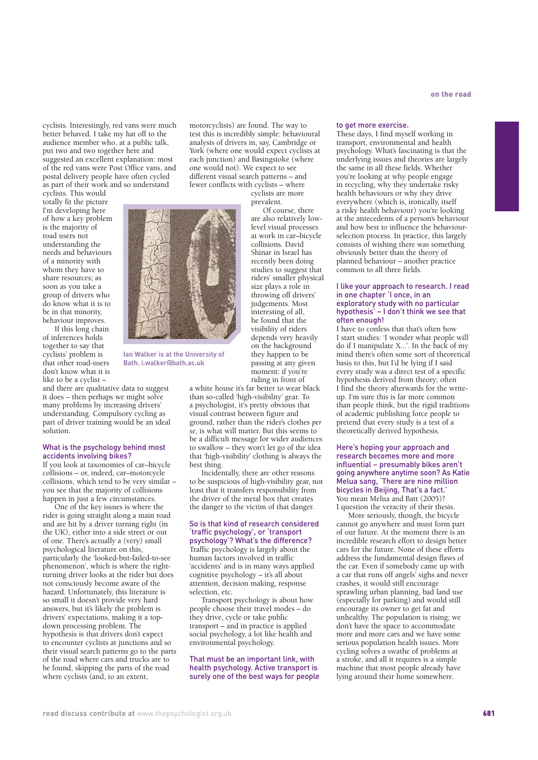cyclists. Interestingly, red vans were much better behaved. I take my hat off to the audience member who, at a public talk, put two and two together here and suggested an excellent explanation: most of the red vans were Post Office vans, and postal delivery people have often cycled as part of their work and so understand cyclists. This would totally fit the picture I'm developing here of how a key problem is the majority of road users not understanding the needs and behaviours of a minority with whom they have to share resources; as soon as you take a group of drivers who do know what it is to be in that minority, behaviour improves.

If this long chain of inferences holds together to say that cyclists' problem is that other road-users don't know what it is like to be a cyclist – and there are qualitative data to suggest it does – then perhaps we might solve many problems by increasing drivers' understanding. Compulsory cycling as part of driver training would be an ideal solution.

Ian Walker is at the University of Bath. i.walker@bath.ac.uk

**What is the psychology behind most accidents involving bikes?**

If you look at taxonomies of car–bicycle collisions – or, indeed, car–motorcycle collisions, which tend to be very similar – you see that the majority of collisions happen in just a few circumstances.

One of the key issues is where the rider is going straight along a main road and are hit by a driver turning right (in the UK), either into a side street or out of one. There's actually a (very) small psychological literature on this, particularly the 'looked-but-failed-to-see phenomenon', which is where the right-turning driver looks at the rider but does not consciously become aware of the hazard. Unfortunately, this literature is so small it doesn't provide very hard answers, but it's likely the problem is drivers' expectations, making it a top-down processing problem. The hypothesis is that drivers don't expect to encounter cyclists at junctions and so their visual search patterns go to the parts of the road where cars and trucks are to be found, skipping the parts of the road where cyclists (and, to an extent, motorcyclists) are found. The way to test this is incredibly simple: behavioural analysis of drivers in, say, Cambridge or York (where one would expect cyclists at each junction) and Basingstoke (where one would not). We expect to see different visual search patterns – and fewer conflicts with cyclists – where cyclists are more prevalent.

Of course, there are also relatively low-level visual processes at work in car–bicycle collisions. David Shinar in Israel has recently been doing studies to suggest that riders' smaller physical size plays a role in throwing off drivers' judgements. Most interesting of all, he found that the visibility of riders depends very heavily on the background they happen to be passing at any given moment: if you're riding in front of a white house it's far better to wear black than so-called 'high-visibility' gear. To a psychologist, it's pretty obvious that visual contrast between figure and ground, rather than the rider's clothes *per se*, is what will matter. But this seems to be a difficult message for wider audiences to swallow – they won't let go of the idea that 'high-visibility' clothing is always the best thing.

Incidentally, there are other reasons to be suspicious of high-visibility gear, not least that it transfers responsibility from the driver of the metal box that creates the danger to the victim of that danger.

**So is that kind of research considered 'traffic psychology', or 'transport psychology'? What's the difference?**

Traffic psychology is largely about the human factors involved in traffic 'accidents' and is in many ways applied cognitive psychology – it's all about attention, decision making, response selection, etc.

Transport psychology is about how people choose their travel modes – do they drive, cycle or take public transport – and in practice is applied social psychology, a lot like health and environmental psychology.

**That must be an important link, with health psychology. Active transport is surely one of the best ways for people to get more exercise.**

These days, I find myself working in transport, environmental and health psychology. What's fascinating is that the underlying issues and theories are largely the same in all these fields. Whether you're looking at why people engage in recycling, why they undertake risky health behaviours or why they drive everywhere (which is, ironically, itself a risky health behaviour) you're looking at the antecedents of a person's behaviour and how best to influence the behaviour-selection process. In practice, this largely consists of wishing there was something obviously better than the theory of planned behaviour – another practice common to all three fields.

**I like your approach to research. I read in one chapter 'I once, in an exploratory study with no particular hypothesis' – I don't think we see that often enough!**

I have to confess that that's often how I start studies: 'I wonder what people will do if I manipulate X...'. In the back of my mind there's often some sort of theoretical basis to this, but I'd be lying if I said every study was a direct test of a specific hypothesis derived from theory; often I find the theory afterwards for the write-up. I'm sure this is far more common than people think, but the rigid traditions of academic publishing force people to pretend that every study is a test of a theoretically derived hypothesis.

**Here's hoping your approach and research becomes more and more influential – presumably bikes aren't going anywhere anytime soon? As Katie Melua sang, 'There are nine million bicycles in Beijing, That's a fact.'**

You mean Melua and Batt (2005)? I question the veracity of their thesis.

More seriously, though, the bicycle cannot go anywhere and must form part of our future. At the moment there is an incredible research effort to design better cars for the future. None of these efforts address the fundamental design flaws of the car. Even if somebody came up with a car that runs off angels' sighs and never crashes, it would still encourage sprawling urban planning, bad land use (especially for parking) and would still encourage its owner to get fat and unhealthy. The population is rising; we don't have the space to accommodate more and more cars and we have some serious population health issues. More cycling solves a swathe of problems at a stroke, and all it requires is a simple machine that most people already have lying around their home somewhere.